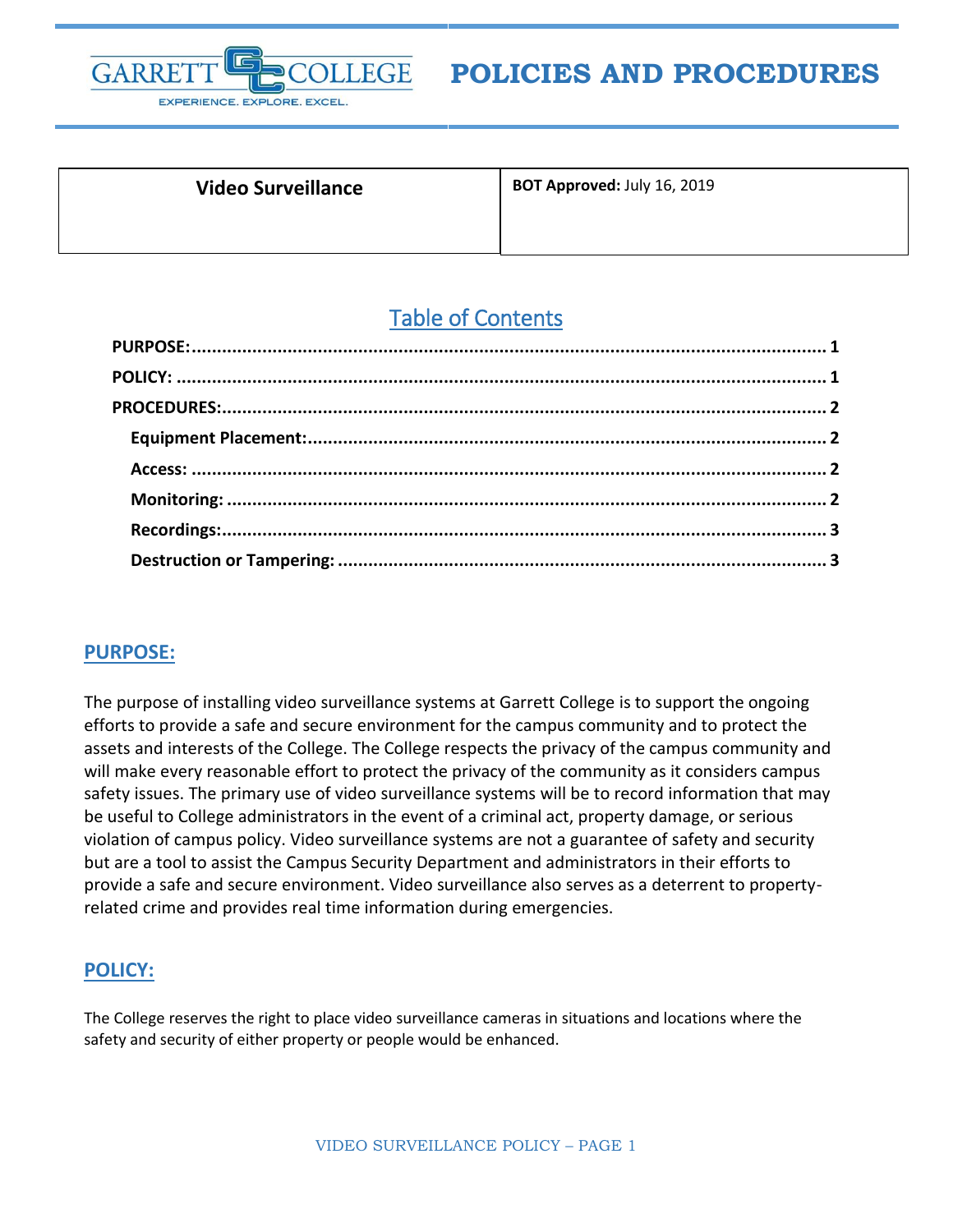# POLICIES AND PROCEDURES

| Video Surveillance | **BOT Approved:** July 16, 2019 |
| --- | --- |

## Table of Contents

**PURPOSE:** ........................................ 1
**POLICY:** ........................................ 1
**PROCEDURES:** ........................................ 2
- **Equipment Placement:** ........................................ 2
- **Access:** ........................................ 2
- **Monitoring:** ........................................ 2
- **Recordings:** ........................................ 3
- **Destruction or Tampering:** ........................................ 3

## PURPOSE:

The purpose of installing video surveillance systems at Garrett College is to support the ongoing efforts to provide a safe and secure environment for the campus community and to protect the assets and interests of the College. The College respects the privacy of the campus community and will make every reasonable effort to protect the privacy of the community as it considers campus safety issues. The primary use of video surveillance systems will be to record information that may be useful to College administrators in the event of a criminal act, property damage, or serious violation of campus policy. Video surveillance systems are not a guarantee of safety and security but are a tool to assist the Campus Security Department and administrators in their efforts to provide a safe and secure environment. Video surveillance also serves as a deterrent to property-related crime and provides real time information during emergencies.

## POLICY:

The College reserves the right to place video surveillance cameras in situations and locations where the safety and security of either property or people would be enhanced.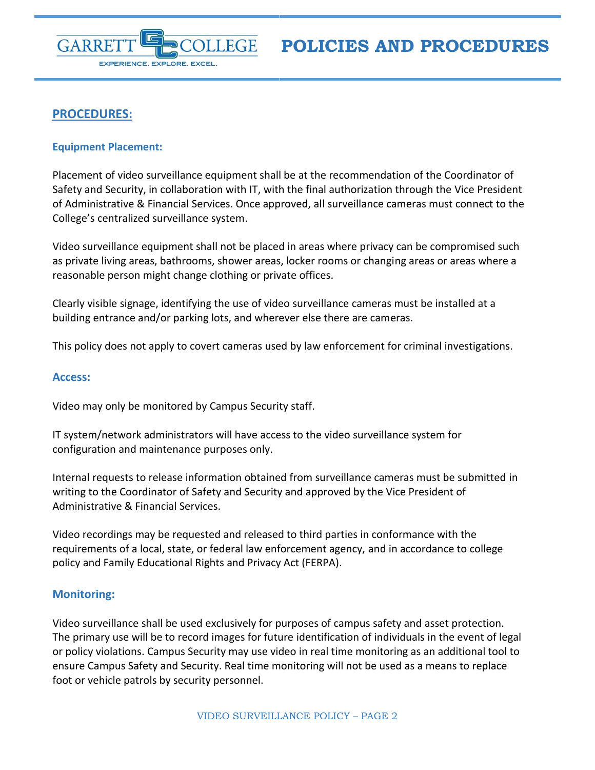## PROCEDURES:

### Equipment Placement:

Placement of video surveillance equipment shall be at the recommendation of the Coordinator of Safety and Security, in collaboration with IT, with the final authorization through the Vice President of Administrative & Financial Services. Once approved, all surveillance cameras must connect to the College's centralized surveillance system.

Video surveillance equipment shall not be placed in areas where privacy can be compromised such as private living areas, bathrooms, shower areas, locker rooms or changing areas or areas where a reasonable person might change clothing or private offices.

Clearly visible signage, identifying the use of video surveillance cameras must be installed at a building entrance and/or parking lots, and wherever else there are cameras.

This policy does not apply to covert cameras used by law enforcement for criminal investigations.

### Access:

Video may only be monitored by Campus Security staff.

IT system/network administrators will have access to the video surveillance system for configuration and maintenance purposes only.

Internal requests to release information obtained from surveillance cameras must be submitted in writing to the Coordinator of Safety and Security and approved by the Vice President of Administrative & Financial Services.

Video recordings may be requested and released to third parties in conformance with the requirements of a local, state, or federal law enforcement agency, and in accordance to college policy and Family Educational Rights and Privacy Act (FERPA).

### Monitoring:

Video surveillance shall be used exclusively for purposes of campus safety and asset protection. The primary use will be to record images for future identification of individuals in the event of legal or policy violations. Campus Security may use video in real time monitoring as an additional tool to ensure Campus Safety and Security. Real time monitoring will not be used as a means to replace foot or vehicle patrols by security personnel.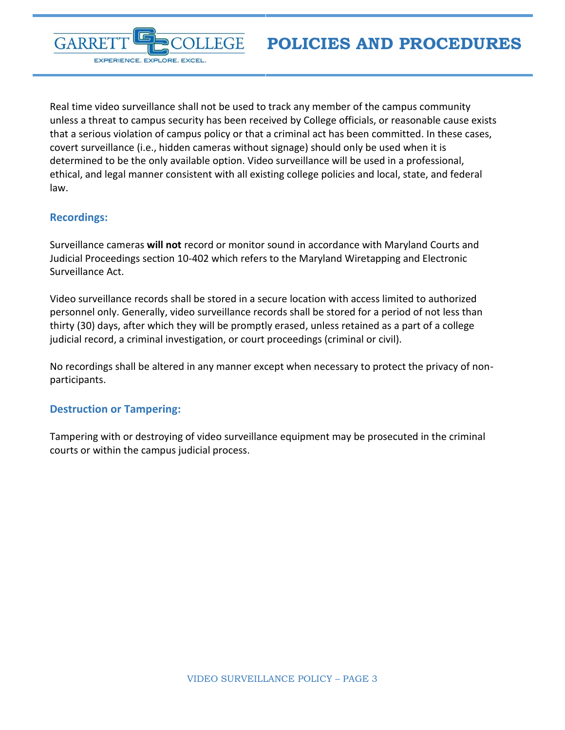Real time video surveillance shall not be used to track any member of the campus community unless a threat to campus security has been received by College officials, or reasonable cause exists that a serious violation of campus policy or that a criminal act has been committed. In these cases, covert surveillance (i.e., hidden cameras without signage) should only be used when it is determined to be the only available option. Video surveillance will be used in a professional, ethical, and legal manner consistent with all existing college policies and local, state, and federal law.

### Recordings:

Surveillance cameras **will not** record or monitor sound in accordance with Maryland Courts and Judicial Proceedings section 10-402 which refers to the Maryland Wiretapping and Electronic Surveillance Act.

Video surveillance records shall be stored in a secure location with access limited to authorized personnel only. Generally, video surveillance records shall be stored for a period of not less than thirty (30) days, after which they will be promptly erased, unless retained as a part of a college judicial record, a criminal investigation, or court proceedings (criminal or civil).

No recordings shall be altered in any manner except when necessary to protect the privacy of non-participants.

### Destruction or Tampering:

Tampering with or destroying of video surveillance equipment may be prosecuted in the criminal courts or within the campus judicial process.